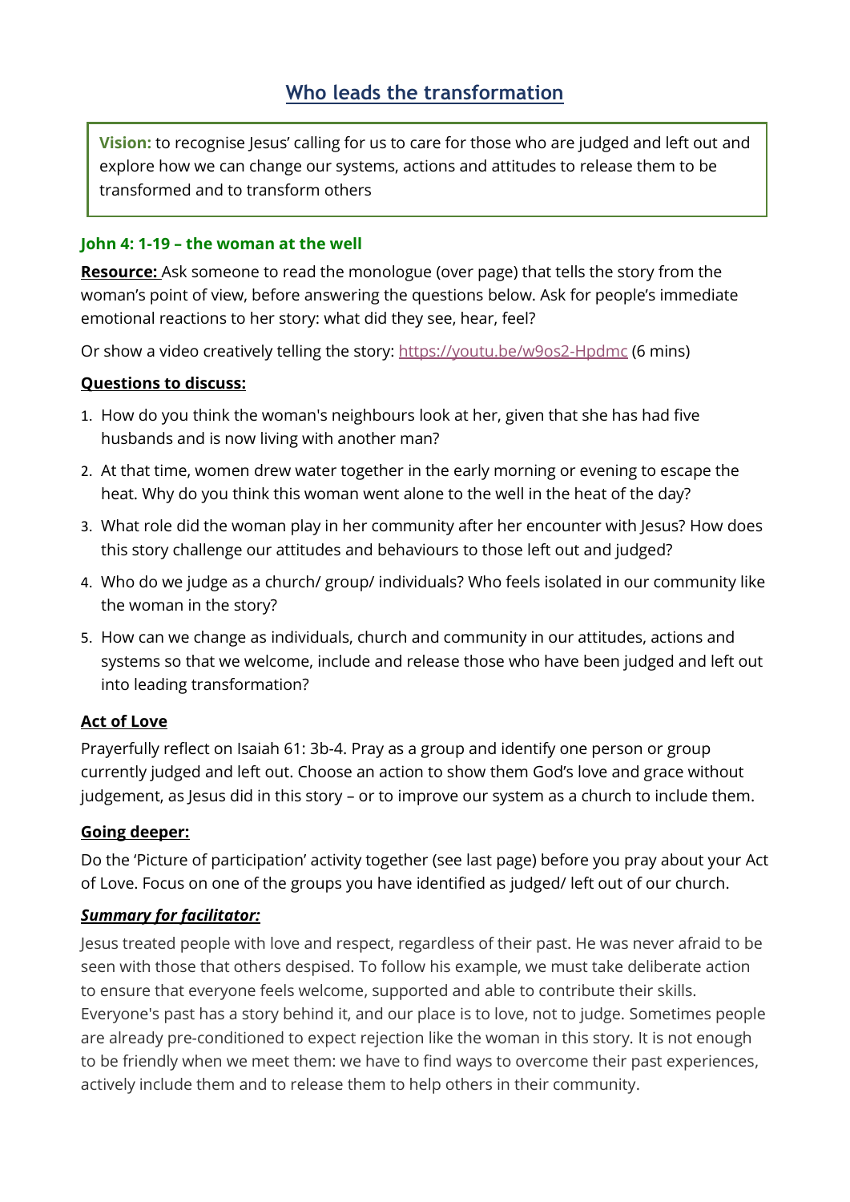# Who leads the transformation

**Vision:** to recognise Jesus' calling for us to care for those who are judged and left out and explore how we can change our systems, actions and attitudes to release them to be transformed and to transform others

### John 4: 1-19 – the woman at the well

**Resource:** Ask someone to read the monologue (over page) that tells the story from the woman's point of view, before answering the questions below. Ask for people's immediate emotional reactions to her story: what did they see, hear, feel?

Or show a video creatively telling the story: https://youtu.be/w9os2-Hpdmc (6 mins)

**Questions to discuss:**

1. How do you think the woman's neighbours look at her, given that she has had five husbands and is now living with another man?
2. At that time, women drew water together in the early morning or evening to escape the heat. Why do you think this woman went alone to the well in the heat of the day?
3. What role did the woman play in her community after her encounter with Jesus? How does this story challenge our attitudes and behaviours to those left out and judged?
4. Who do we judge as a church/ group/ individuals? Who feels isolated in our community like the woman in the story?
5. How can we change as individuals, church and community in our attitudes, actions and systems so that we welcome, include and release those who have been judged and left out into leading transformation?

**Act of Love**

Prayerfully reflect on Isaiah 61: 3b-4. Pray as a group and identify one person or group currently judged and left out. Choose an action to show them God's love and grace without judgement, as Jesus did in this story – or to improve our system as a church to include them.

**Going deeper:**

Do the 'Picture of participation' activity together (see last page) before you pray about your Act of Love. Focus on one of the groups you have identified as judged/ left out of our church.

***Summary for facilitator:***

Jesus treated people with love and respect, regardless of their past. He was never afraid to be seen with those that others despised. To follow his example, we must take deliberate action to ensure that everyone feels welcome, supported and able to contribute their skills. Everyone's past has a story behind it, and our place is to love, not to judge. Sometimes people are already pre-conditioned to expect rejection like the woman in this story. It is not enough to be friendly when we meet them: we have to find ways to overcome their past experiences, actively include them and to release them to help others in their community.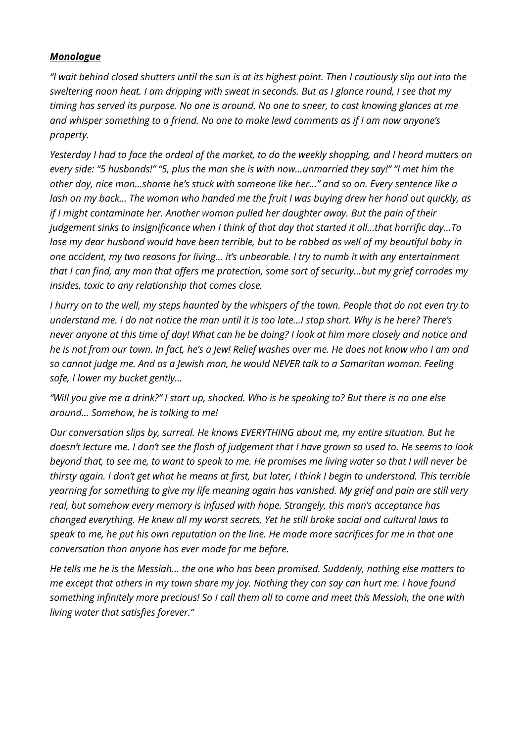***Monologue***

*"I wait behind closed shutters until the sun is at its highest point. Then I cautiously slip out into the sweltering noon heat. I am dripping with sweat in seconds. But as I glance round, I see that my timing has served its purpose. No one is around. No one to sneer, to cast knowing glances at me and whisper something to a friend. No one to make lewd comments as if I am now anyone's property.*

*Yesterday I had to face the ordeal of the market, to do the weekly shopping, and I heard mutters on every side: "5 husbands!" "5, plus the man she is with now...unmarried they say!" "I met him the other day, nice man...shame he's stuck with someone like her..." and so on. Every sentence like a lash on my back... The woman who handed me the fruit I was buying drew her hand out quickly, as if I might contaminate her. Another woman pulled her daughter away. But the pain of their judgement sinks to insignificance when I think of that day that started it all...that horrific day...To lose my dear husband would have been terrible, but to be robbed as well of my beautiful baby in one accident, my two reasons for living... it's unbearable. I try to numb it with any entertainment that I can find, any man that offers me protection, some sort of security...but my grief corrodes my insides, toxic to any relationship that comes close.*

*I hurry on to the well, my steps haunted by the whispers of the town. People that do not even try to understand me. I do not notice the man until it is too late...I stop short. Why is he here? There's never anyone at this time of day! What can he be doing? I look at him more closely and notice and he is not from our town. In fact, he's a Jew! Relief washes over me. He does not know who I am and so cannot judge me. And as a Jewish man, he would NEVER talk to a Samaritan woman. Feeling safe, I lower my bucket gently...*

*"Will you give me a drink?" I start up, shocked. Who is he speaking to? But there is no one else around... Somehow, he is talking to me!*

*Our conversation slips by, surreal. He knows EVERYTHING about me, my entire situation. But he doesn't lecture me. I don't see the flash of judgement that I have grown so used to. He seems to look beyond that, to see me, to want to speak to me. He promises me living water so that I will never be thirsty again. I don't get what he means at first, but later, I think I begin to understand. This terrible yearning for something to give my life meaning again has vanished. My grief and pain are still very real, but somehow every memory is infused with hope. Strangely, this man's acceptance has changed everything. He knew all my worst secrets. Yet he still broke social and cultural laws to speak to me, he put his own reputation on the line. He made more sacrifices for me in that one conversation than anyone has ever made for me before.*

*He tells me he is the Messiah... the one who has been promised. Suddenly, nothing else matters to me except that others in my town share my joy. Nothing they can say can hurt me. I have found something infinitely more precious! So I call them all to come and meet this Messiah, the one with living water that satisfies forever."*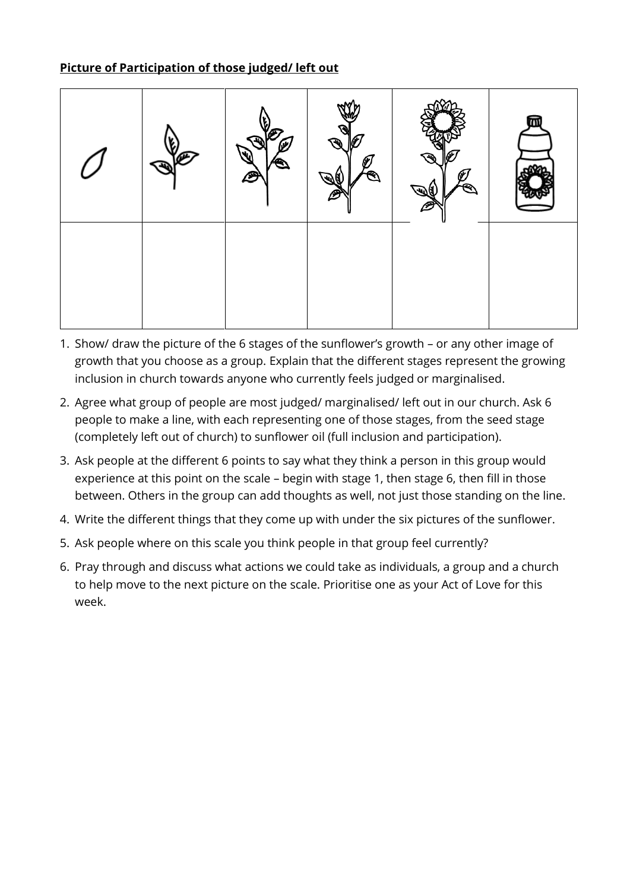**Picture of Participation of those judged/ left out**

| | | | | | |
|---|---|---|---|---|---|
| | | | | | |
| | | | | | |

1. Show/ draw the picture of the 6 stages of the sunflower's growth – or any other image of growth that you choose as a group. Explain that the different stages represent the growing inclusion in church towards anyone who currently feels judged or marginalised.
2. Agree what group of people are most judged/ marginalised/ left out in our church. Ask 6 people to make a line, with each representing one of those stages, from the seed stage (completely left out of church) to sunflower oil (full inclusion and participation).
3. Ask people at the different 6 points to say what they think a person in this group would experience at this point on the scale – begin with stage 1, then stage 6, then fill in those between. Others in the group can add thoughts as well, not just those standing on the line.
4. Write the different things that they come up with under the six pictures of the sunflower.
5. Ask people where on this scale you think people in that group feel currently?
6. Pray through and discuss what actions we could take as individuals, a group and a church to help move to the next picture on the scale. Prioritise one as your Act of Love for this week.